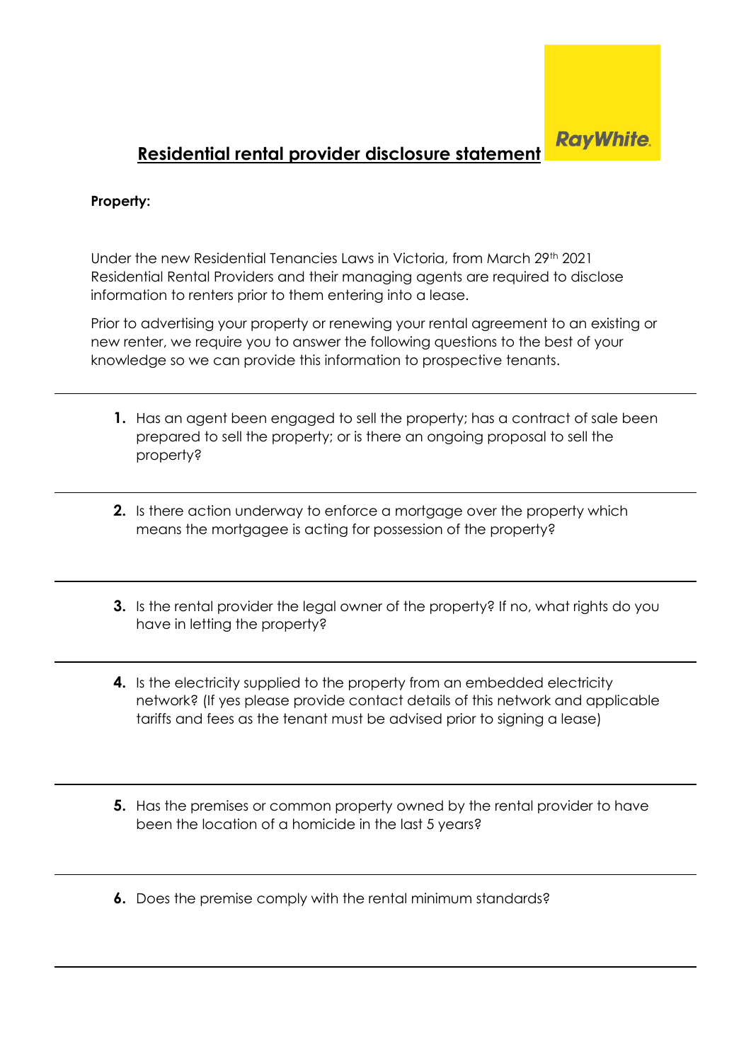RayWhite.

# Residential rental provider disclosure statement

**Property:**

Under the new Residential Tenancies Laws in Victoria, from March 29th 2021 Residential Rental Providers and their managing agents are required to disclose information to renters prior to them entering into a lease.

Prior to advertising your property or renewing your rental agreement to an existing or new renter, we require you to answer the following questions to the best of your knowledge so we can provide this information to prospective tenants.

---

1. Has an agent been engaged to sell the property; has a contract of sale been prepared to sell the property; or is there an ongoing proposal to sell the property?

---

2. Is there action underway to enforce a mortgage over the property which means the mortgagee is acting for possession of the property?

---

3. Is the rental provider the legal owner of the property? If no, what rights do you have in letting the property?

---

4. Is the electricity supplied to the property from an embedded electricity network? (If yes please provide contact details of this network and applicable tariffs and fees as the tenant must be advised prior to signing a lease)

---

5. Has the premises or common property owned by the rental provider to have been the location of a homicide in the last 5 years?

---

6. Does the premise comply with the rental minimum standards?

---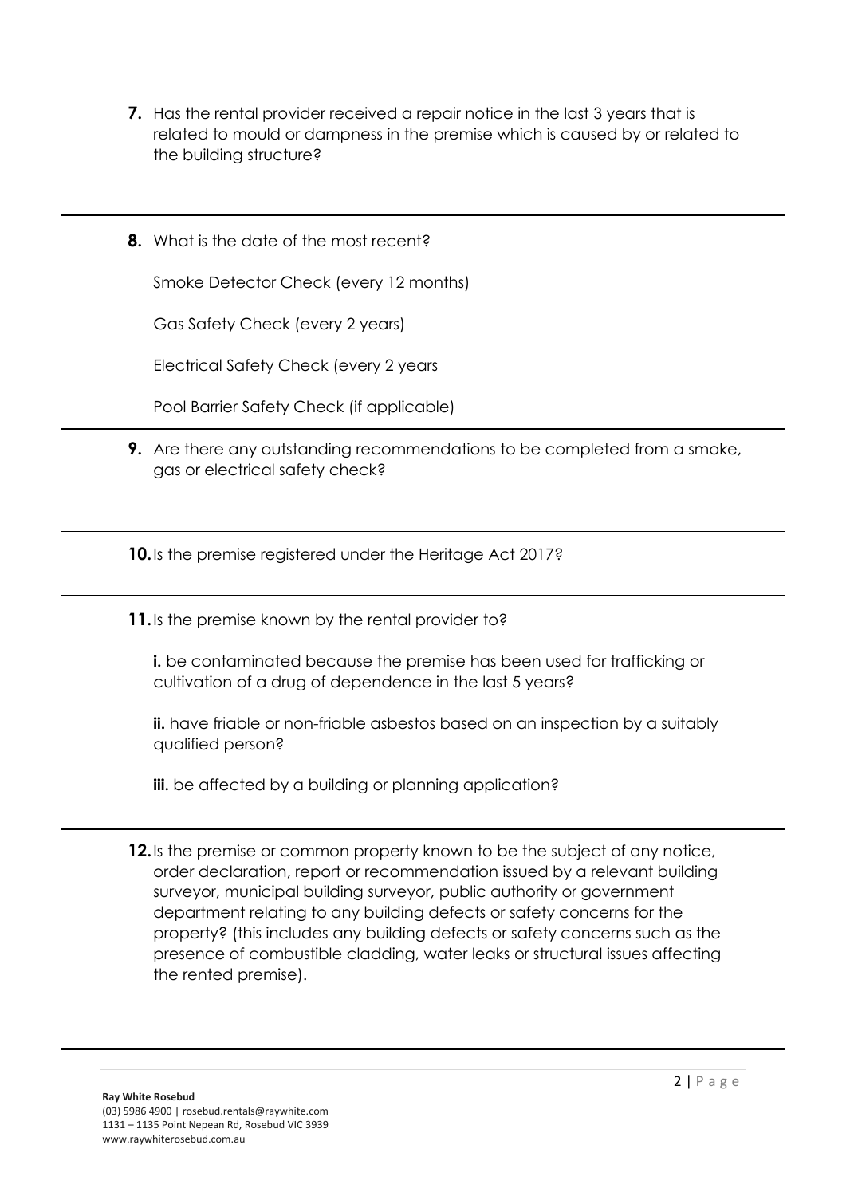7. Has the rental provider received a repair notice in the last 3 years that is related to mould or dampness in the premise which is caused by or related to the building structure?

---

8. What is the date of the most recent?

   Smoke Detector Check (every 12 months)

   Gas Safety Check (every 2 years)

   Electrical Safety Check (every 2 years

   Pool Barrier Safety Check (if applicable)

---

9. Are there any outstanding recommendations to be completed from a smoke, gas or electrical safety check?

---

10. Is the premise registered under the Heritage Act 2017?

---

11. Is the premise known by the rental provider to?

    **i.** be contaminated because the premise has been used for trafficking or cultivation of a drug of dependence in the last 5 years?

    **ii.** have friable or non-friable asbestos based on an inspection by a suitably qualified person?

    **iii.** be affected by a building or planning application?

---

12. Is the premise or common property known to be the subject of any notice, order declaration, report or recommendation issued by a relevant building surveyor, municipal building surveyor, public authority or government department relating to any building defects or safety concerns for the property? (this includes any building defects or safety concerns such as the presence of combustible cladding, water leaks or structural issues affecting the rented premise).

---

**Ray White Rosebud**
(03) 5986 4900 | rosebud.rentals@raywhite.com
1131 – 1135 Point Nepean Rd, Rosebud VIC 3939
www.raywhiterosebud.com.au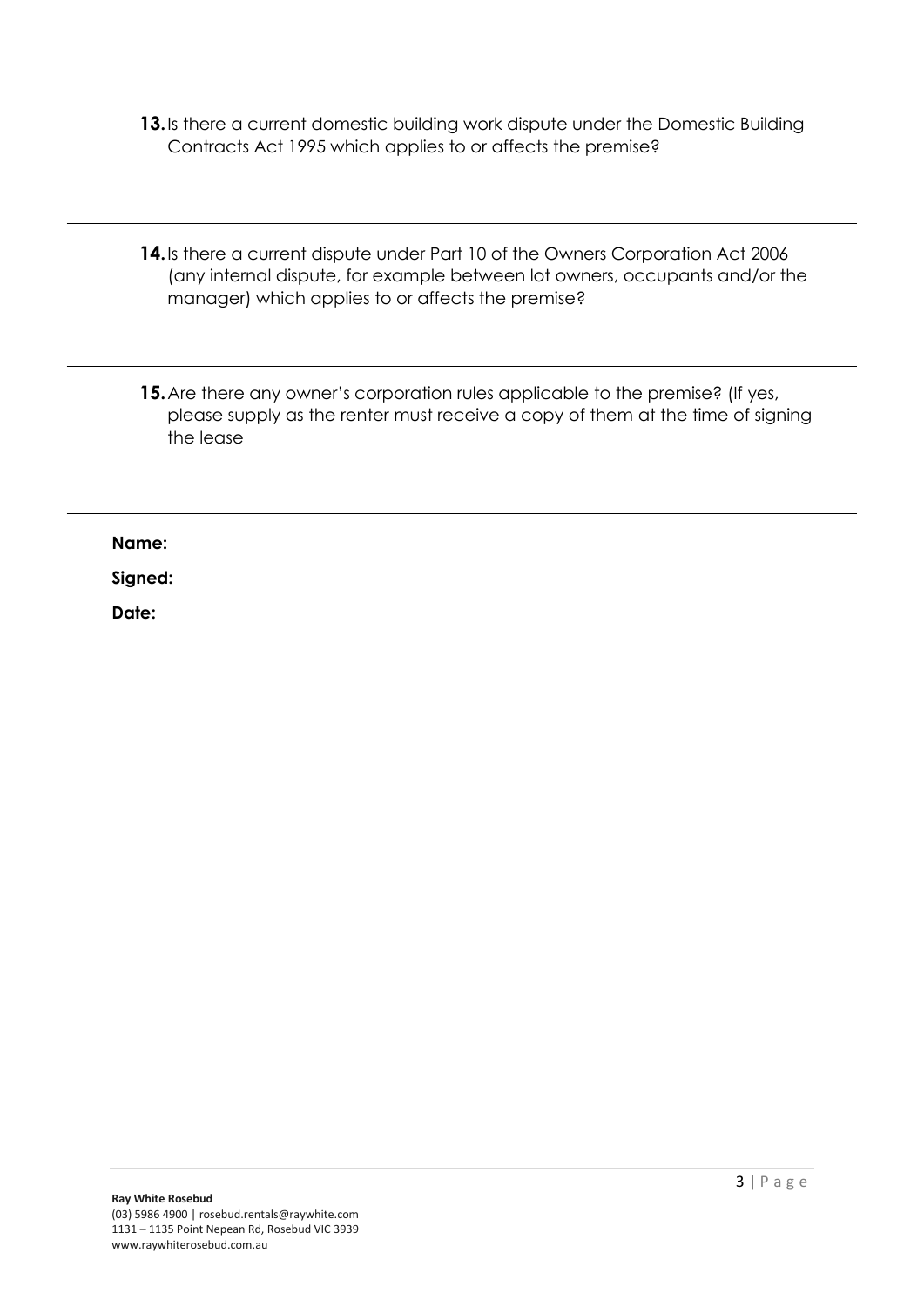13. Is there a current domestic building work dispute under the Domestic Building Contracts Act 1995 which applies to or affects the premise?

---

14. Is there a current dispute under Part 10 of the Owners Corporation Act 2006 (any internal dispute, for example between lot owners, occupants and/or the manager) which applies to or affects the premise?

---

15. Are there any owner's corporation rules applicable to the premise? (If yes, please supply as the renter must receive a copy of them at the time of signing the lease

---

**Name:**

**Signed:**

**Date:**

**Ray White Rosebud**
(03) 5986 4900 | rosebud.rentals@raywhite.com
1131 – 1135 Point Nepean Rd, Rosebud VIC 3939
www.raywhiterosebud.com.au